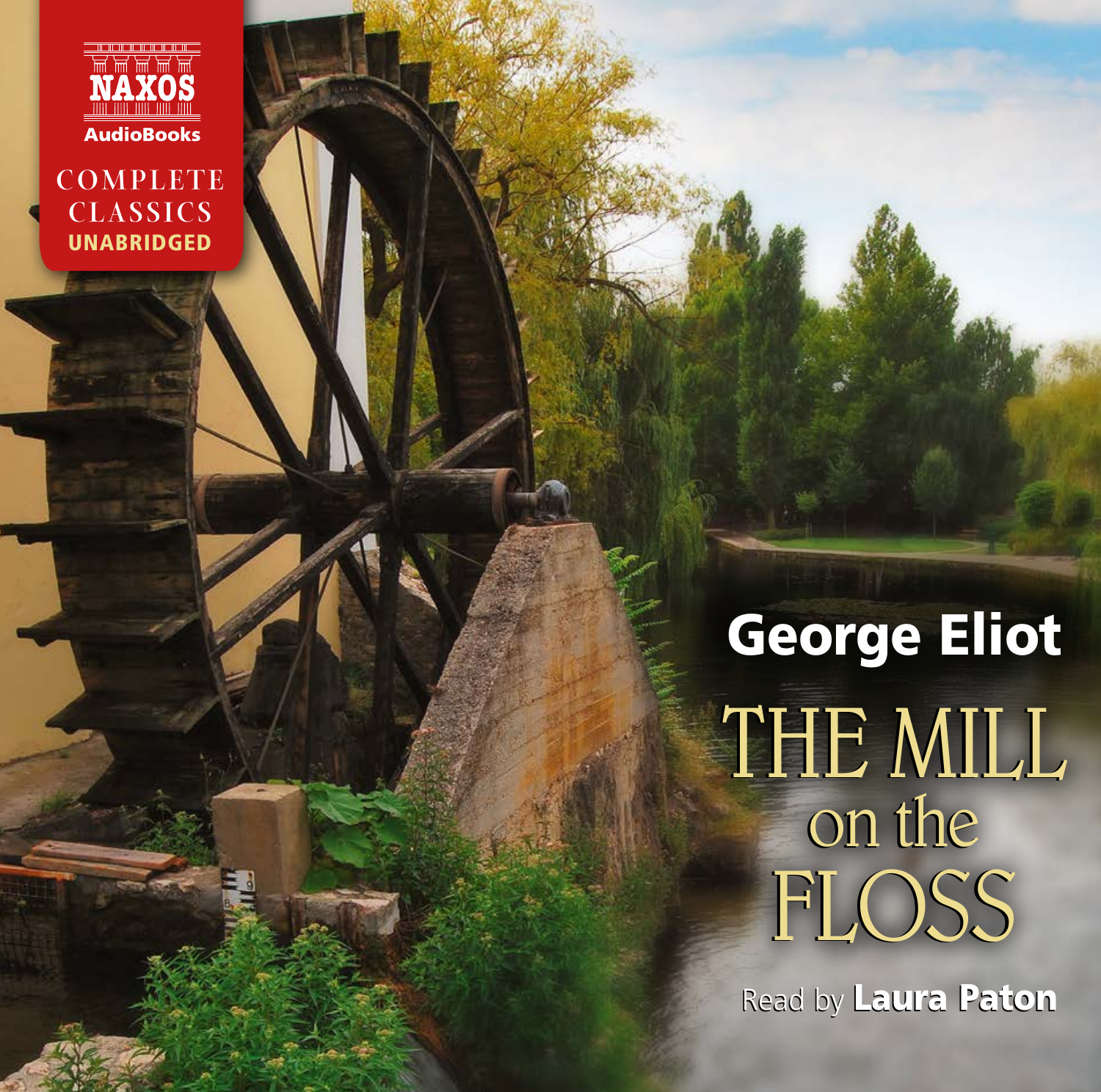NAXOS

AudioBooks

COMPLETE CLASSICS

UNABRIDGED

# George Eliot

# THE MILL on the FLOSS

Read by **Laura Paton**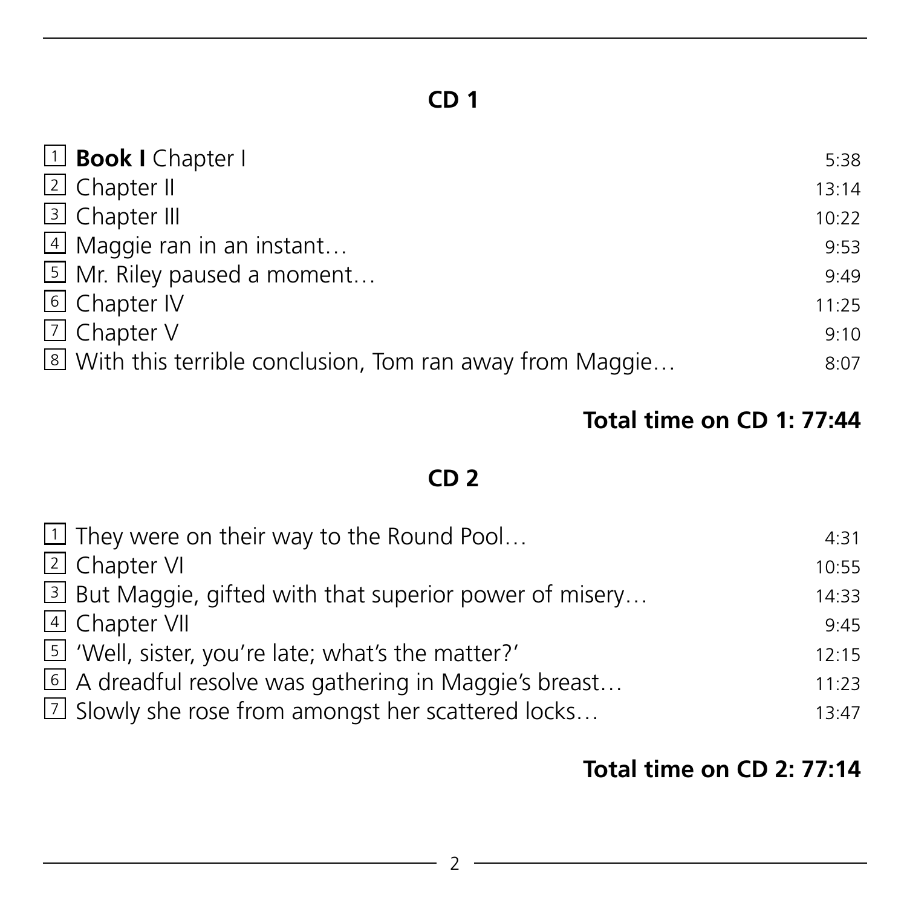## CD 1

| | | |
|---|---|---|
| 1 | **Book I** Chapter I | 5:38 |
| 2 | Chapter II | 13:14 |
| 3 | Chapter III | 10:22 |
| 4 | Maggie ran in an instant… | 9:53 |
| 5 | Mr. Riley paused a moment… | 9:49 |
| 6 | Chapter IV | 11:25 |
| 7 | Chapter V | 9:10 |
| 8 | With this terrible conclusion, Tom ran away from Maggie… | 8:07 |

**Total time on CD 1: 77:44**

## CD 2

| | | |
|---|---|---|
| 1 | They were on their way to the Round Pool… | 4:31 |
| 2 | Chapter VI | 10:55 |
| 3 | But Maggie, gifted with that superior power of misery… | 14:33 |
| 4 | Chapter VII | 9:45 |
| 5 | 'Well, sister, you're late; what's the matter?' | 12:15 |
| 6 | A dreadful resolve was gathering in Maggie's breast… | 11:23 |
| 7 | Slowly she rose from amongst her scattered locks… | 13:47 |

**Total time on CD 2: 77:14**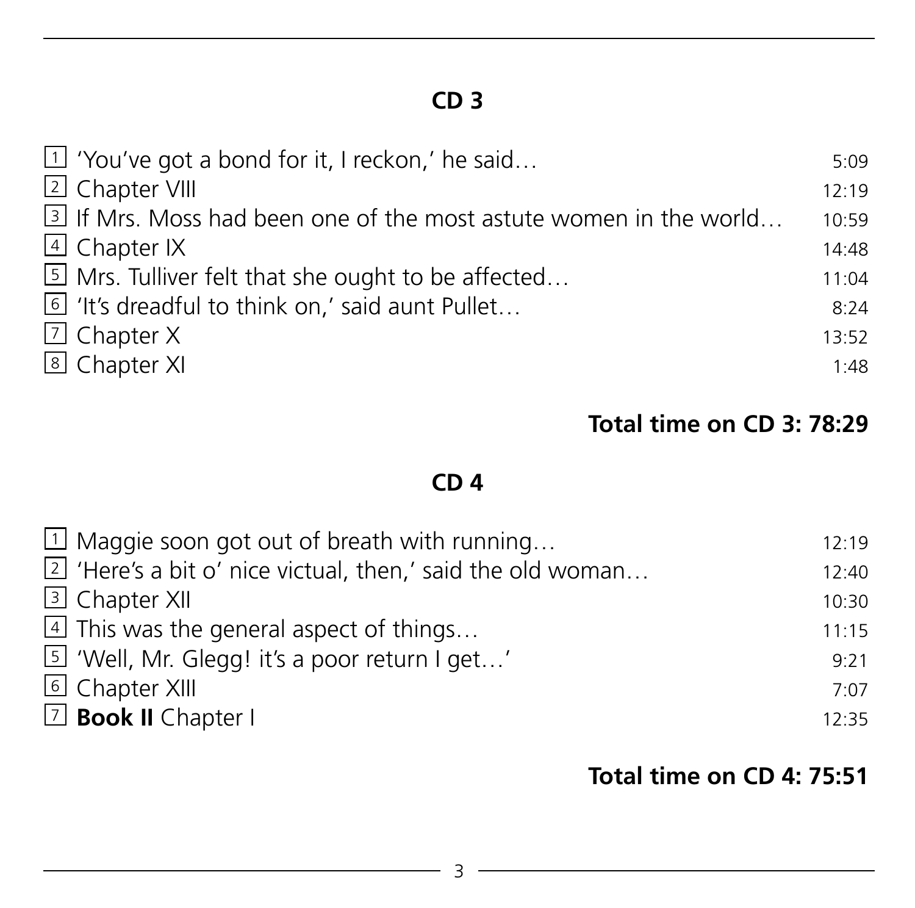## CD 3

| | | |
|---|---|---|
| 1 | 'You've got a bond for it, I reckon,' he said… | 5:09 |
| 2 | Chapter VIII | 12:19 |
| 3 | If Mrs. Moss had been one of the most astute women in the world… | 10:59 |
| 4 | Chapter IX | 14:48 |
| 5 | Mrs. Tulliver felt that she ought to be affected… | 11:04 |
| 6 | 'It's dreadful to think on,' said aunt Pullet… | 8:24 |
| 7 | Chapter X | 13:52 |
| 8 | Chapter XI | 1:48 |

**Total time on CD 3: 78:29**

## CD 4

| | | |
|---|---|---|
| 1 | Maggie soon got out of breath with running… | 12:19 |
| 2 | 'Here's a bit o' nice victual, then,' said the old woman… | 12:40 |
| 3 | Chapter XII | 10:30 |
| 4 | This was the general aspect of things… | 11:15 |
| 5 | 'Well, Mr. Glegg! it's a poor return I get…' | 9:21 |
| 6 | Chapter XIII | 7:07 |
| 7 | **Book II** Chapter I | 12:35 |

**Total time on CD 4: 75:51**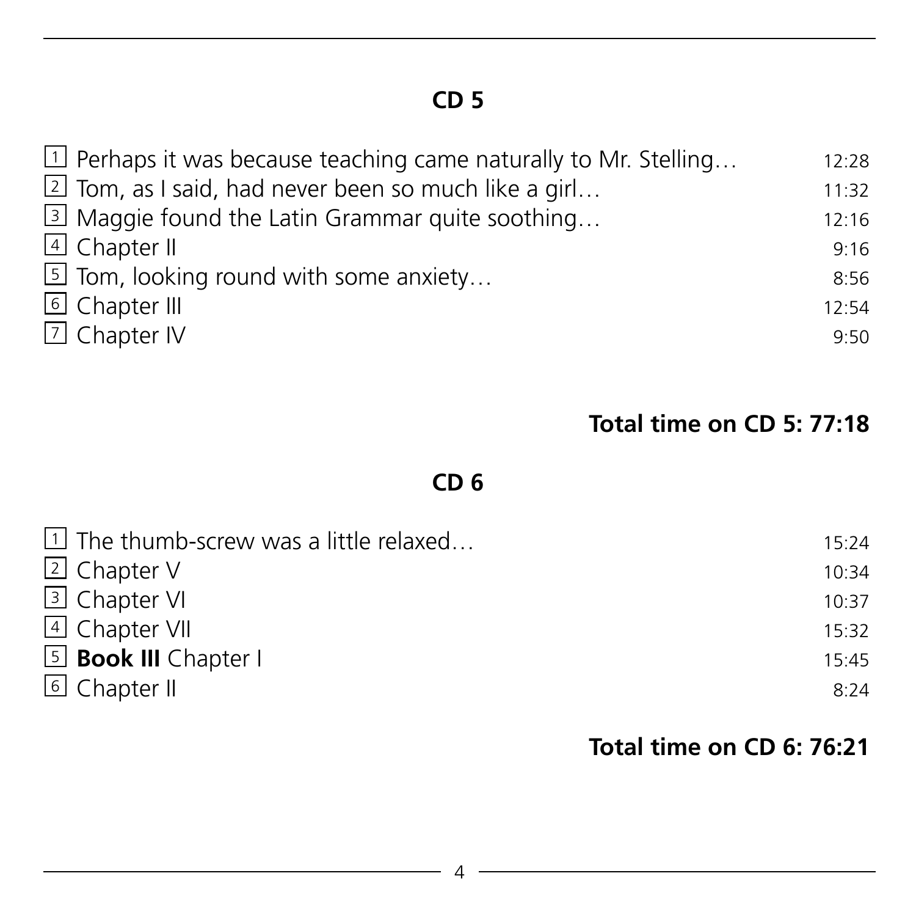## CD 5

| | | |
|---|---|---|
| 1 | Perhaps it was because teaching came naturally to Mr. Stelling… | 12:28 |
| 2 | Tom, as I said, had never been so much like a girl… | 11:32 |
| 3 | Maggie found the Latin Grammar quite soothing… | 12:16 |
| 4 | Chapter II | 9:16 |
| 5 | Tom, looking round with some anxiety… | 8:56 |
| 6 | Chapter III | 12:54 |
| 7 | Chapter IV | 9:50 |

**Total time on CD 5: 77:18**

## CD 6

| | | |
|---|---|---|
| 1 | The thumb-screw was a little relaxed… | 15:24 |
| 2 | Chapter V | 10:34 |
| 3 | Chapter VI | 10:37 |
| 4 | Chapter VII | 15:32 |
| 5 | **Book III** Chapter I | 15:45 |
| 6 | Chapter II | 8:24 |

**Total time on CD 6: 76:21**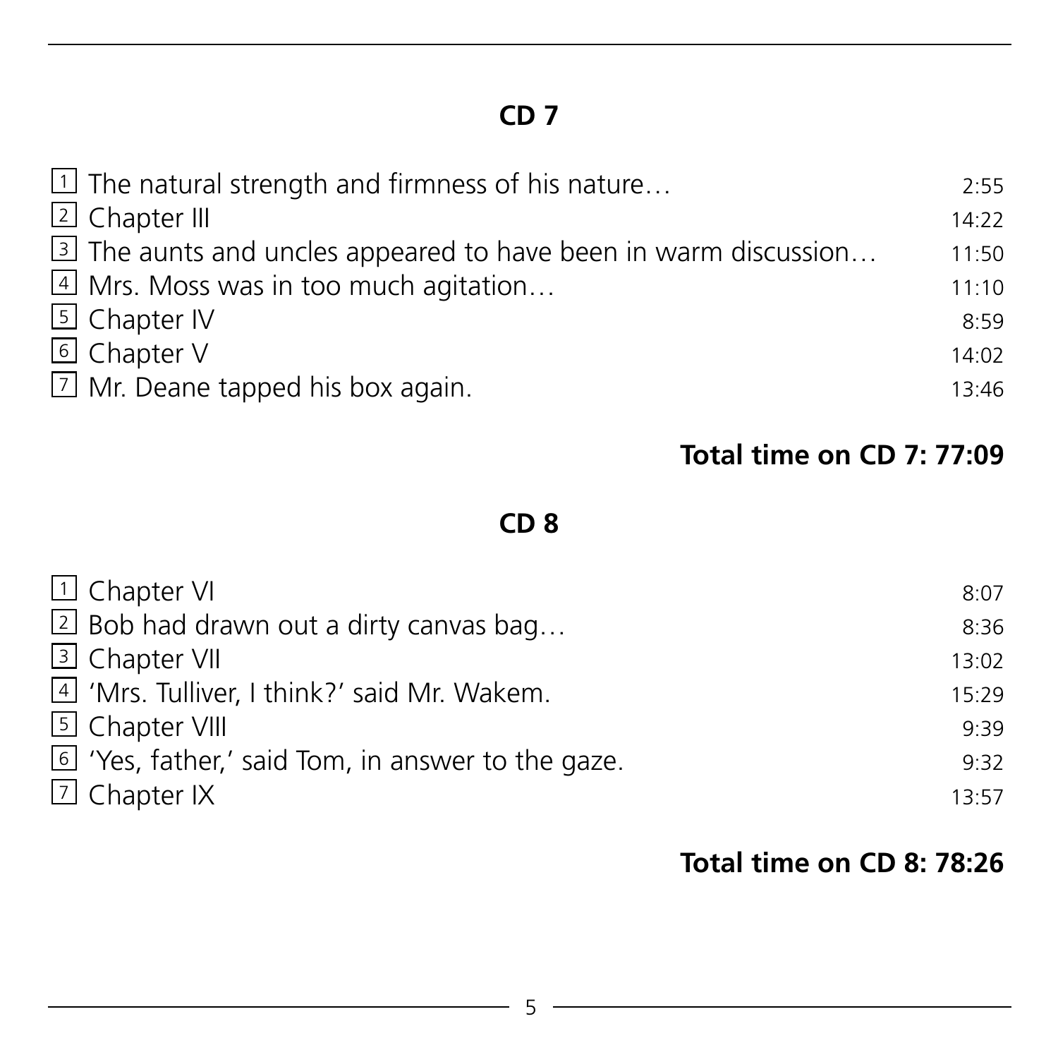## CD 7

| | | |
|---|---|---|
| 1 | The natural strength and firmness of his nature… | 2:55 |
| 2 | Chapter III | 14:22 |
| 3 | The aunts and uncles appeared to have been in warm discussion… | 11:50 |
| 4 | Mrs. Moss was in too much agitation… | 11:10 |
| 5 | Chapter IV | 8:59 |
| 6 | Chapter V | 14:02 |
| 7 | Mr. Deane tapped his box again. | 13:46 |

**Total time on CD 7: 77:09**

## CD 8

| | | |
|---|---|---|
| 1 | Chapter VI | 8:07 |
| 2 | Bob had drawn out a dirty canvas bag… | 8:36 |
| 3 | Chapter VII | 13:02 |
| 4 | 'Mrs. Tulliver, I think?' said Mr. Wakem. | 15:29 |
| 5 | Chapter VIII | 9:39 |
| 6 | 'Yes, father,' said Tom, in answer to the gaze. | 9:32 |
| 7 | Chapter IX | 13:57 |

**Total time on CD 8: 78:26**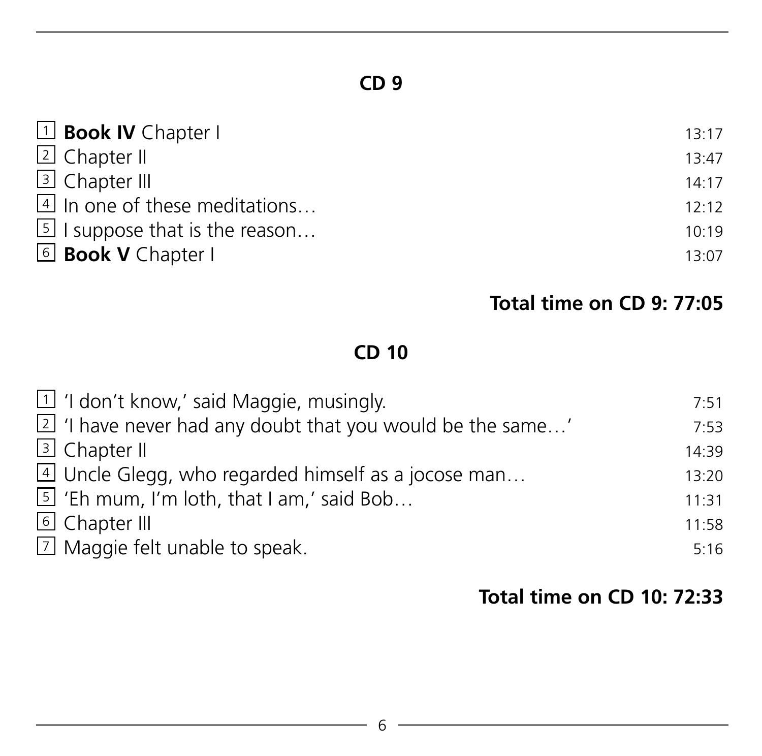## CD 9

| | | |
|---|---|---|
| 1 | **Book IV** Chapter I | 13:17 |
| 2 | Chapter II | 13:47 |
| 3 | Chapter III | 14:17 |
| 4 | In one of these meditations… | 12:12 |
| 5 | I suppose that is the reason… | 10:19 |
| 6 | **Book V** Chapter I | 13:07 |

**Total time on CD 9: 77:05**

## CD 10

| | | |
|---|---|---|
| 1 | 'I don't know,' said Maggie, musingly. | 7:51 |
| 2 | 'I have never had any doubt that you would be the same…' | 7:53 |
| 3 | Chapter II | 14:39 |
| 4 | Uncle Glegg, who regarded himself as a jocose man… | 13:20 |
| 5 | 'Eh mum, I'm loth, that I am,' said Bob… | 11:31 |
| 6 | Chapter III | 11:58 |
| 7 | Maggie felt unable to speak. | 5:16 |

**Total time on CD 10: 72:33**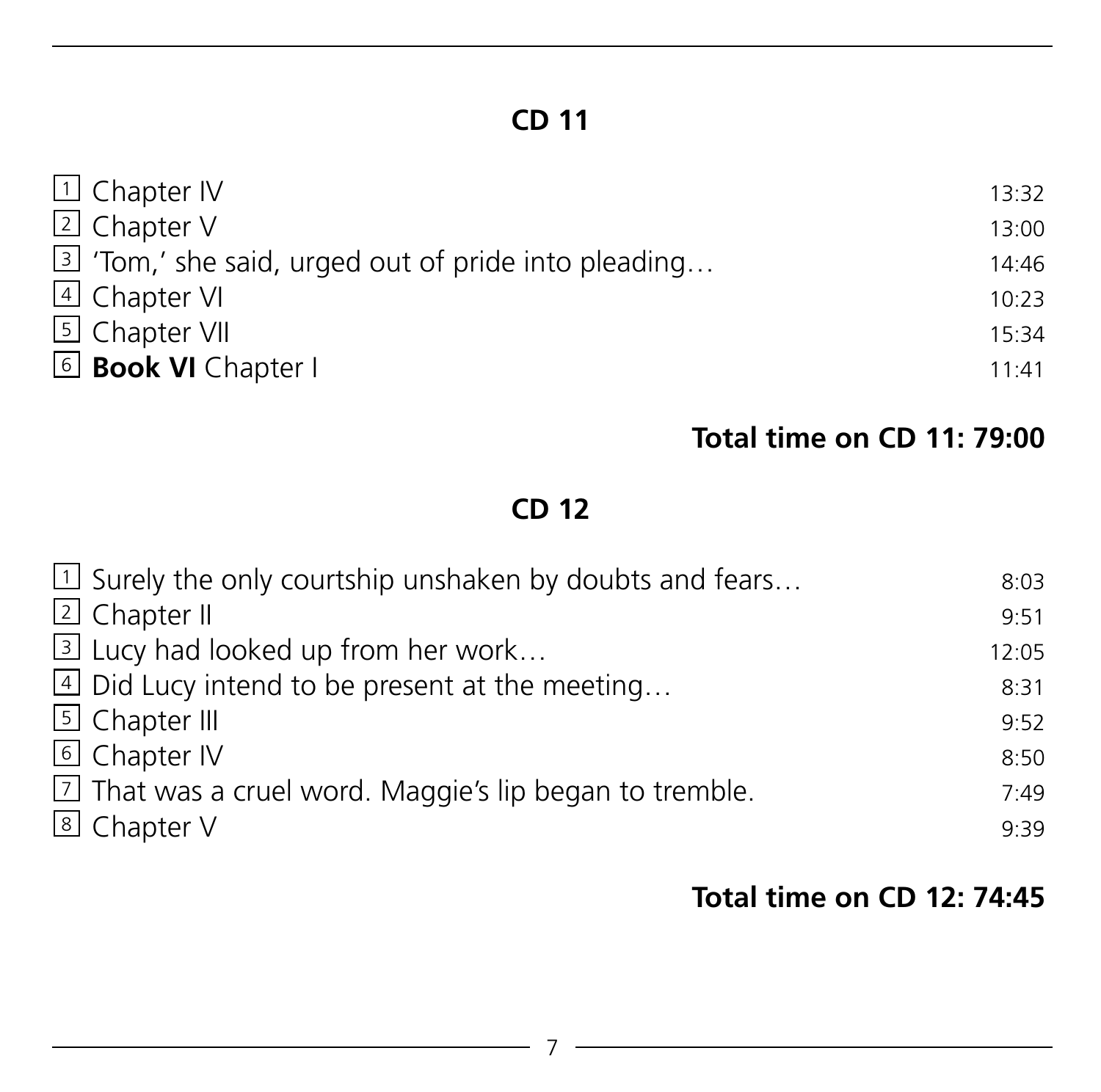## CD 11

| | | |
|---|---|---|
| 1 | Chapter IV | 13:32 |
| 2 | Chapter V | 13:00 |
| 3 | 'Tom,' she said, urged out of pride into pleading… | 14:46 |
| 4 | Chapter VI | 10:23 |
| 5 | Chapter VII | 15:34 |
| 6 | **Book VI** Chapter I | 11:41 |

**Total time on CD 11: 79:00**

## CD 12

| | | |
|---|---|---|
| 1 | Surely the only courtship unshaken by doubts and fears… | 8:03 |
| 2 | Chapter II | 9:51 |
| 3 | Lucy had looked up from her work… | 12:05 |
| 4 | Did Lucy intend to be present at the meeting… | 8:31 |
| 5 | Chapter III | 9:52 |
| 6 | Chapter IV | 8:50 |
| 7 | That was a cruel word. Maggie's lip began to tremble. | 7:49 |
| 8 | Chapter V | 9:39 |

**Total time on CD 12: 74:45**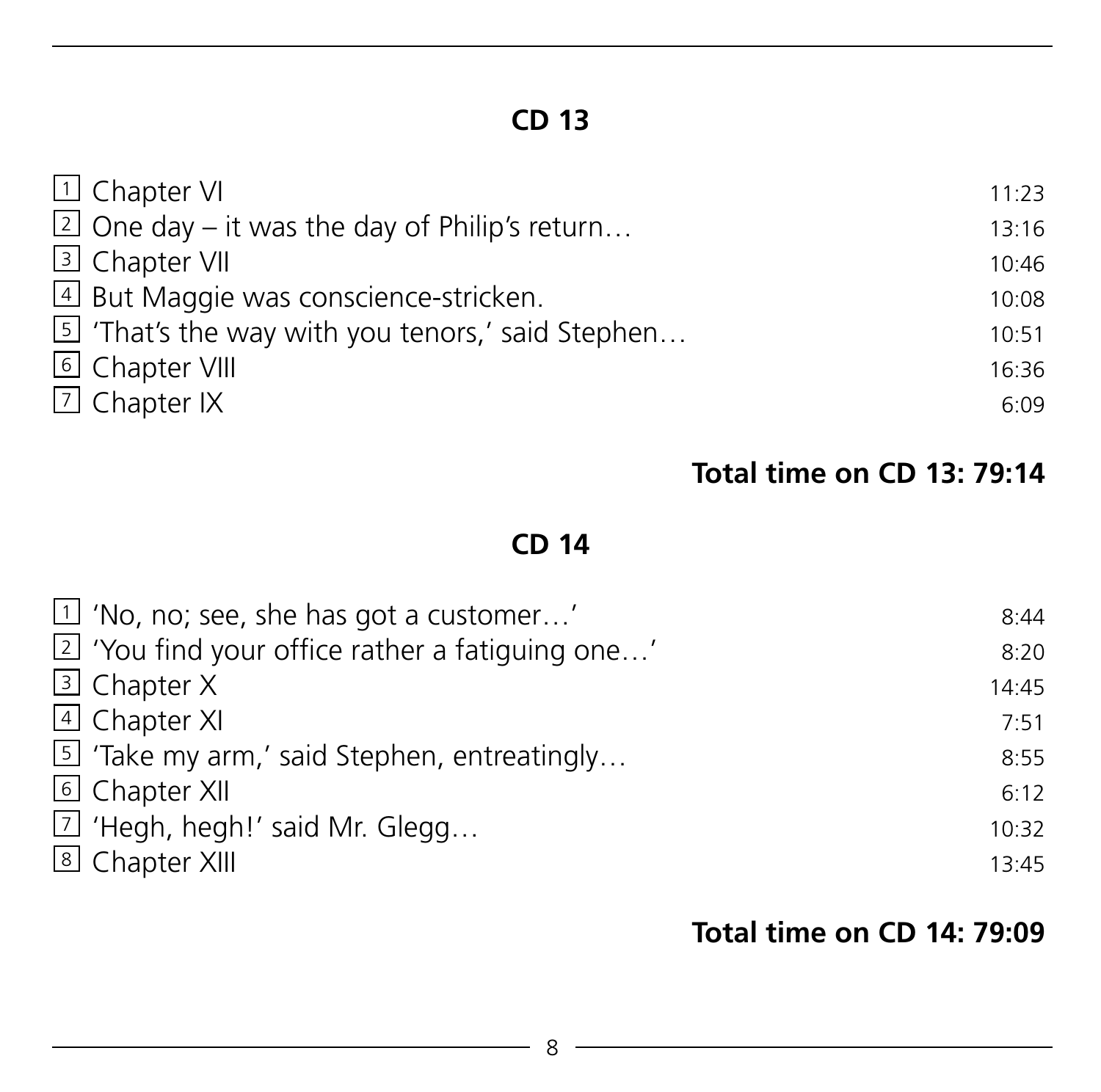## CD 13

| | | |
|---|---|---|
| 1 | Chapter VI | 11:23 |
| 2 | One day – it was the day of Philip's return… | 13:16 |
| 3 | Chapter VII | 10:46 |
| 4 | But Maggie was conscience-stricken. | 10:08 |
| 5 | 'That's the way with you tenors,' said Stephen… | 10:51 |
| 6 | Chapter VIII | 16:36 |
| 7 | Chapter IX | 6:09 |

**Total time on CD 13: 79:14**

## CD 14

| | | |
|---|---|---|
| 1 | 'No, no; see, she has got a customer…' | 8:44 |
| 2 | 'You find your office rather a fatiguing one…' | 8:20 |
| 3 | Chapter X | 14:45 |
| 4 | Chapter XI | 7:51 |
| 5 | 'Take my arm,' said Stephen, entreatingly… | 8:55 |
| 6 | Chapter XII | 6:12 |
| 7 | 'Hegh, hegh!' said Mr. Glegg… | 10:32 |
| 8 | Chapter XIII | 13:45 |

**Total time on CD 14: 79:09**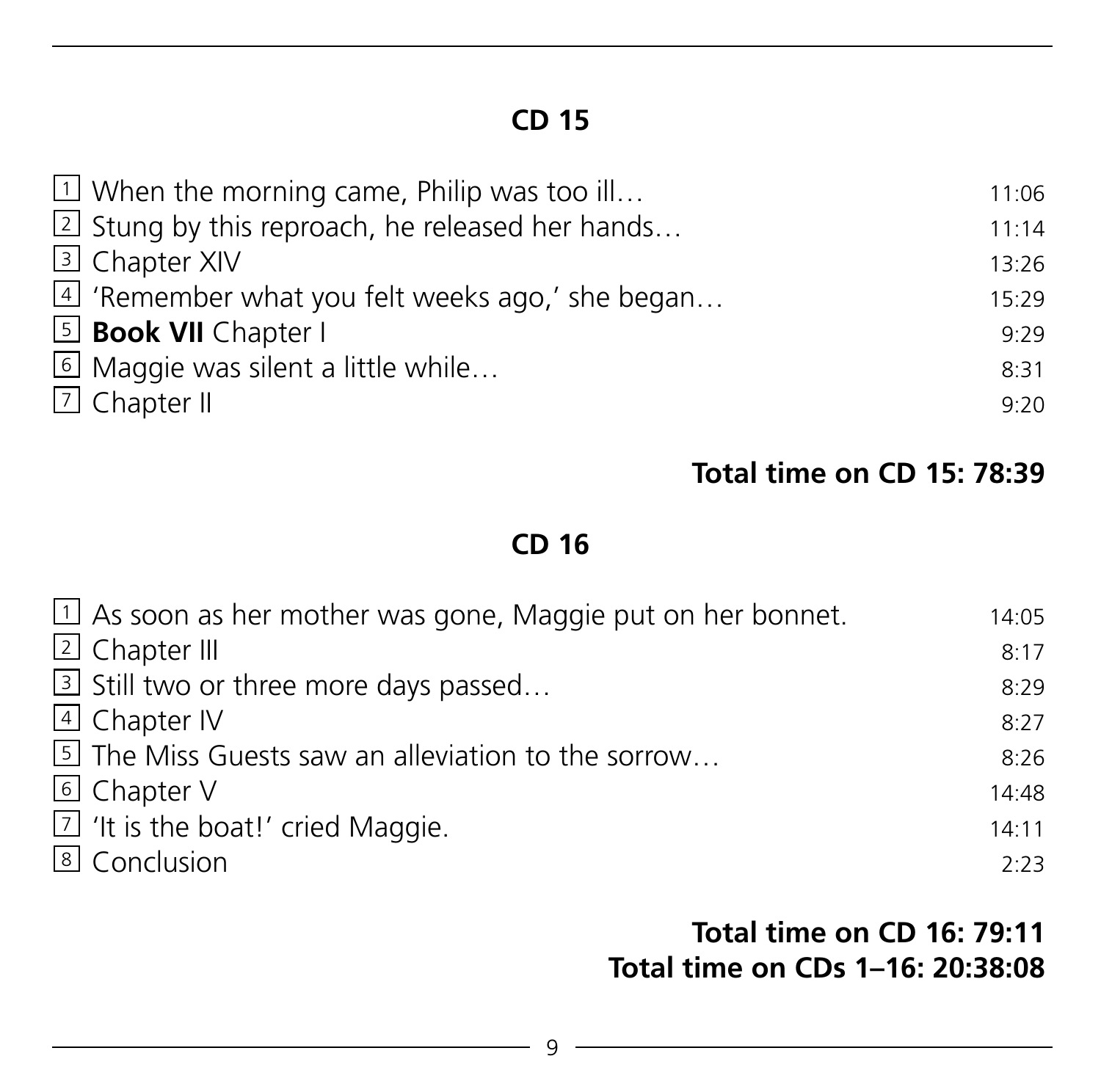## CD 15

| | | |
|---|---|---|
| 1 | When the morning came, Philip was too ill… | 11:06 |
| 2 | Stung by this reproach, he released her hands… | 11:14 |
| 3 | Chapter XIV | 13:26 |
| 4 | 'Remember what you felt weeks ago,' she began… | 15:29 |
| 5 | **Book VII** Chapter I | 9:29 |
| 6 | Maggie was silent a little while… | 8:31 |
| 7 | Chapter II | 9:20 |

**Total time on CD 15: 78:39**

## CD 16

| | | |
|---|---|---|
| 1 | As soon as her mother was gone, Maggie put on her bonnet. | 14:05 |
| 2 | Chapter III | 8:17 |
| 3 | Still two or three more days passed… | 8:29 |
| 4 | Chapter IV | 8:27 |
| 5 | The Miss Guests saw an alleviation to the sorrow… | 8:26 |
| 6 | Chapter V | 14:48 |
| 7 | 'It is the boat!' cried Maggie. | 14:11 |
| 8 | Conclusion | 2:23 |

**Total time on CD 16: 79:11**
**Total time on CDs 1–16: 20:38:08**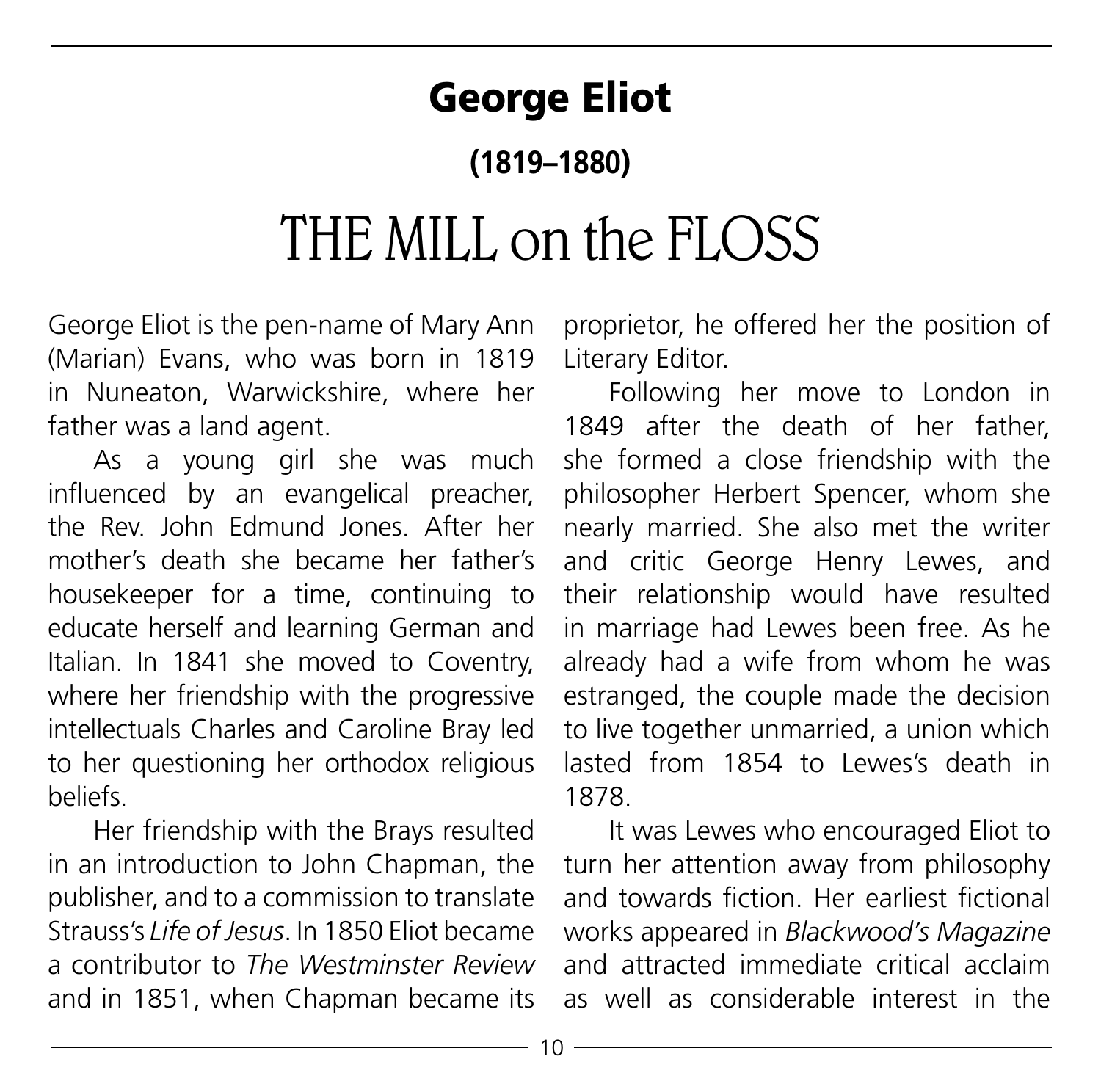# George Eliot

## (1819–1880)

# THE MILL on the FLOSS

George Eliot is the pen-name of Mary Ann (Marian) Evans, who was born in 1819 in Nuneaton, Warwickshire, where her father was a land agent.

As a young girl she was much influenced by an evangelical preacher, the Rev. John Edmund Jones. After her mother's death she became her father's housekeeper for a time, continuing to educate herself and learning German and Italian. In 1841 she moved to Coventry, where her friendship with the progressive intellectuals Charles and Caroline Bray led to her questioning her orthodox religious beliefs.

Her friendship with the Brays resulted in an introduction to John Chapman, the publisher, and to a commission to translate Strauss's *Life of Jesus*. In 1850 Eliot became a contributor to *The Westminster Review* and in 1851, when Chapman became its proprietor, he offered her the position of Literary Editor.

Following her move to London in 1849 after the death of her father, she formed a close friendship with the philosopher Herbert Spencer, whom she nearly married. She also met the writer and critic George Henry Lewes, and their relationship would have resulted in marriage had Lewes been free. As he already had a wife from whom he was estranged, the couple made the decision to live together unmarried, a union which lasted from 1854 to Lewes's death in 1878.

It was Lewes who encouraged Eliot to turn her attention away from philosophy and towards fiction. Her earliest fictional works appeared in *Blackwood's Magazine* and attracted immediate critical acclaim as well as considerable interest in the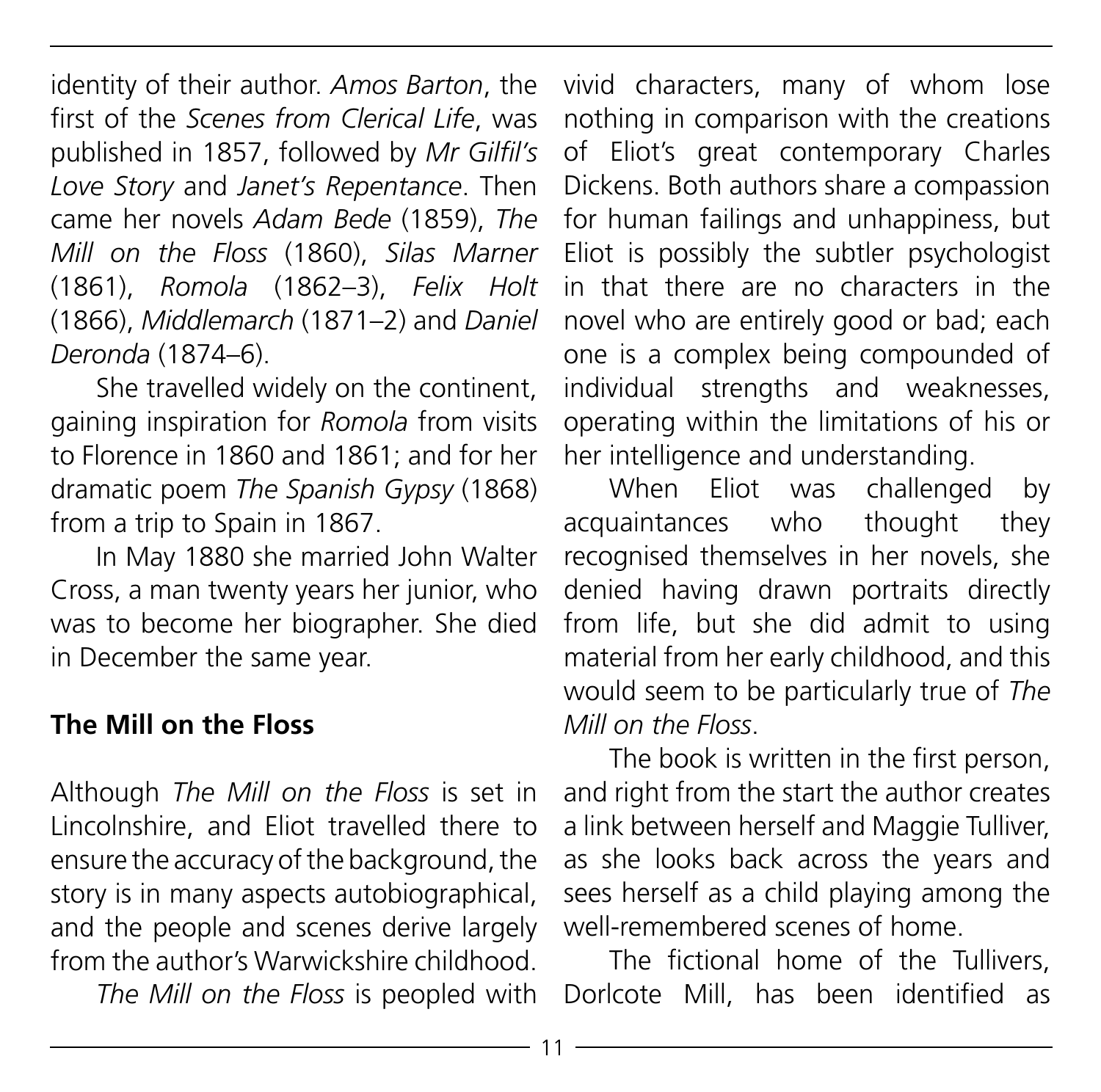identity of their author. *Amos Barton*, the first of the *Scenes from Clerical Life*, was published in 1857, followed by *Mr Gilfil's Love Story* and *Janet's Repentance*. Then came her novels *Adam Bede* (1859), *The Mill on the Floss* (1860), *Silas Marner* (1861), *Romola* (1862–3), *Felix Holt* (1866), *Middlemarch* (1871–2) and *Daniel Deronda* (1874–6).

She travelled widely on the continent, gaining inspiration for *Romola* from visits to Florence in 1860 and 1861; and for her dramatic poem *The Spanish Gypsy* (1868) from a trip to Spain in 1867.

In May 1880 she married John Walter Cross, a man twenty years her junior, who was to become her biographer. She died in December the same year.

## The Mill on the Floss

Although *The Mill on the Floss* is set in Lincolnshire, and Eliot travelled there to ensure the accuracy of the background, the story is in many aspects autobiographical, and the people and scenes derive largely from the author's Warwickshire childhood.

*The Mill on the Floss* is peopled with vivid characters, many of whom lose nothing in comparison with the creations of Eliot's great contemporary Charles Dickens. Both authors share a compassion for human failings and unhappiness, but Eliot is possibly the subtler psychologist in that there are no characters in the novel who are entirely good or bad; each one is a complex being compounded of individual strengths and weaknesses, operating within the limitations of his or her intelligence and understanding.

When Eliot was challenged by acquaintances who thought they recognised themselves in her novels, she denied having drawn portraits directly from life, but she did admit to using material from her early childhood, and this would seem to be particularly true of *The Mill on the Floss*.

The book is written in the first person, and right from the start the author creates a link between herself and Maggie Tulliver, as she looks back across the years and sees herself as a child playing among the well-remembered scenes of home.

The fictional home of the Tullivers, Dorlcote Mill, has been identified as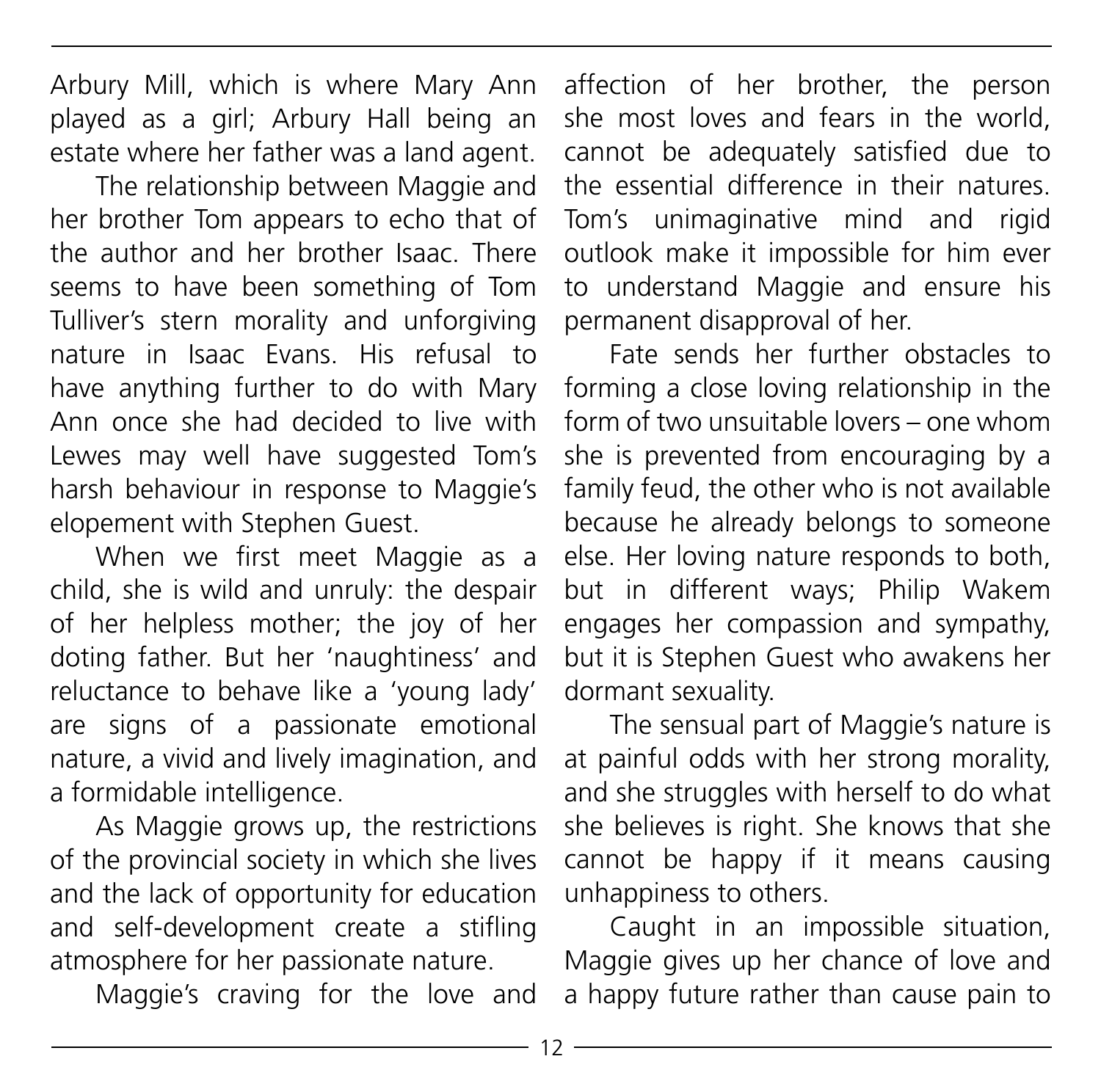Arbury Mill, which is where Mary Ann played as a girl; Arbury Hall being an estate where her father was a land agent.

The relationship between Maggie and her brother Tom appears to echo that of the author and her brother Isaac. There seems to have been something of Tom Tulliver's stern morality and unforgiving nature in Isaac Evans. His refusal to have anything further to do with Mary Ann once she had decided to live with Lewes may well have suggested Tom's harsh behaviour in response to Maggie's elopement with Stephen Guest.

When we first meet Maggie as a child, she is wild and unruly: the despair of her helpless mother; the joy of her doting father. But her 'naughtiness' and reluctance to behave like a 'young lady' are signs of a passionate emotional nature, a vivid and lively imagination, and a formidable intelligence.

As Maggie grows up, the restrictions of the provincial society in which she lives and the lack of opportunity for education and self-development create a stifling atmosphere for her passionate nature.

Maggie's craving for the love and affection of her brother, the person she most loves and fears in the world, cannot be adequately satisfied due to the essential difference in their natures. Tom's unimaginative mind and rigid outlook make it impossible for him ever to understand Maggie and ensure his permanent disapproval of her.

Fate sends her further obstacles to forming a close loving relationship in the form of two unsuitable lovers – one whom she is prevented from encouraging by a family feud, the other who is not available because he already belongs to someone else. Her loving nature responds to both, but in different ways; Philip Wakem engages her compassion and sympathy, but it is Stephen Guest who awakens her dormant sexuality.

The sensual part of Maggie's nature is at painful odds with her strong morality, and she struggles with herself to do what she believes is right. She knows that she cannot be happy if it means causing unhappiness to others.

Caught in an impossible situation, Maggie gives up her chance of love and a happy future rather than cause pain to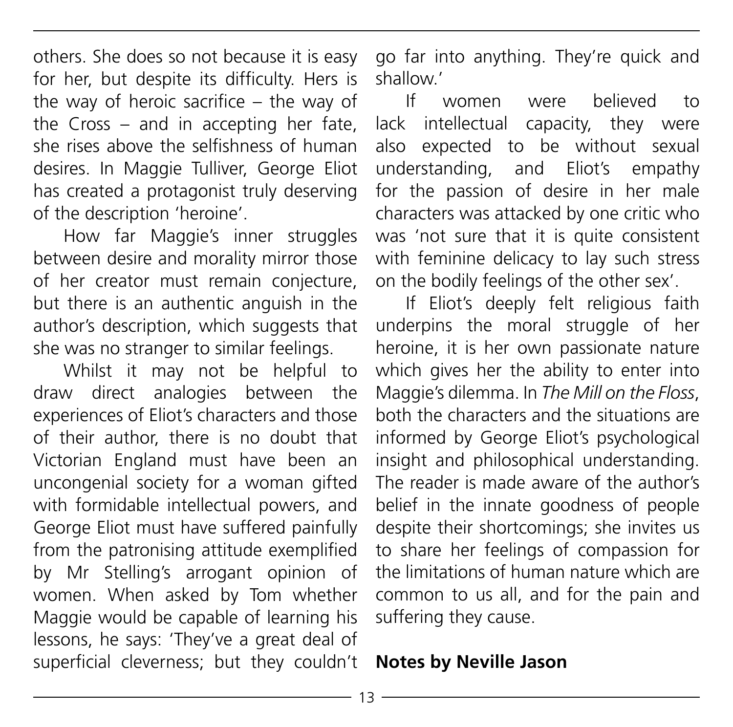others. She does so not because it is easy for her, but despite its difficulty. Hers is the way of heroic sacrifice – the way of the Cross – and in accepting her fate, she rises above the selfishness of human desires. In Maggie Tulliver, George Eliot has created a protagonist truly deserving of the description 'heroine'.

How far Maggie's inner struggles between desire and morality mirror those of her creator must remain conjecture, but there is an authentic anguish in the author's description, which suggests that she was no stranger to similar feelings.

Whilst it may not be helpful to draw direct analogies between the experiences of Eliot's characters and those of their author, there is no doubt that Victorian England must have been an uncongenial society for a woman gifted with formidable intellectual powers, and George Eliot must have suffered painfully from the patronising attitude exemplified by Mr Stelling's arrogant opinion of women. When asked by Tom whether Maggie would be capable of learning his lessons, he says: 'They've a great deal of superficial cleverness; but they couldn't go far into anything. They're quick and shallow.'

If women were believed to lack intellectual capacity, they were also expected to be without sexual understanding, and Eliot's empathy for the passion of desire in her male characters was attacked by one critic who was 'not sure that it is quite consistent with feminine delicacy to lay such stress on the bodily feelings of the other sex'.

If Eliot's deeply felt religious faith underpins the moral struggle of her heroine, it is her own passionate nature which gives her the ability to enter into Maggie's dilemma. In *The Mill on the Floss*, both the characters and the situations are informed by George Eliot's psychological insight and philosophical understanding. The reader is made aware of the author's belief in the innate goodness of people despite their shortcomings; she invites us to share her feelings of compassion for the limitations of human nature which are common to us all, and for the pain and suffering they cause.

**Notes by Neville Jason**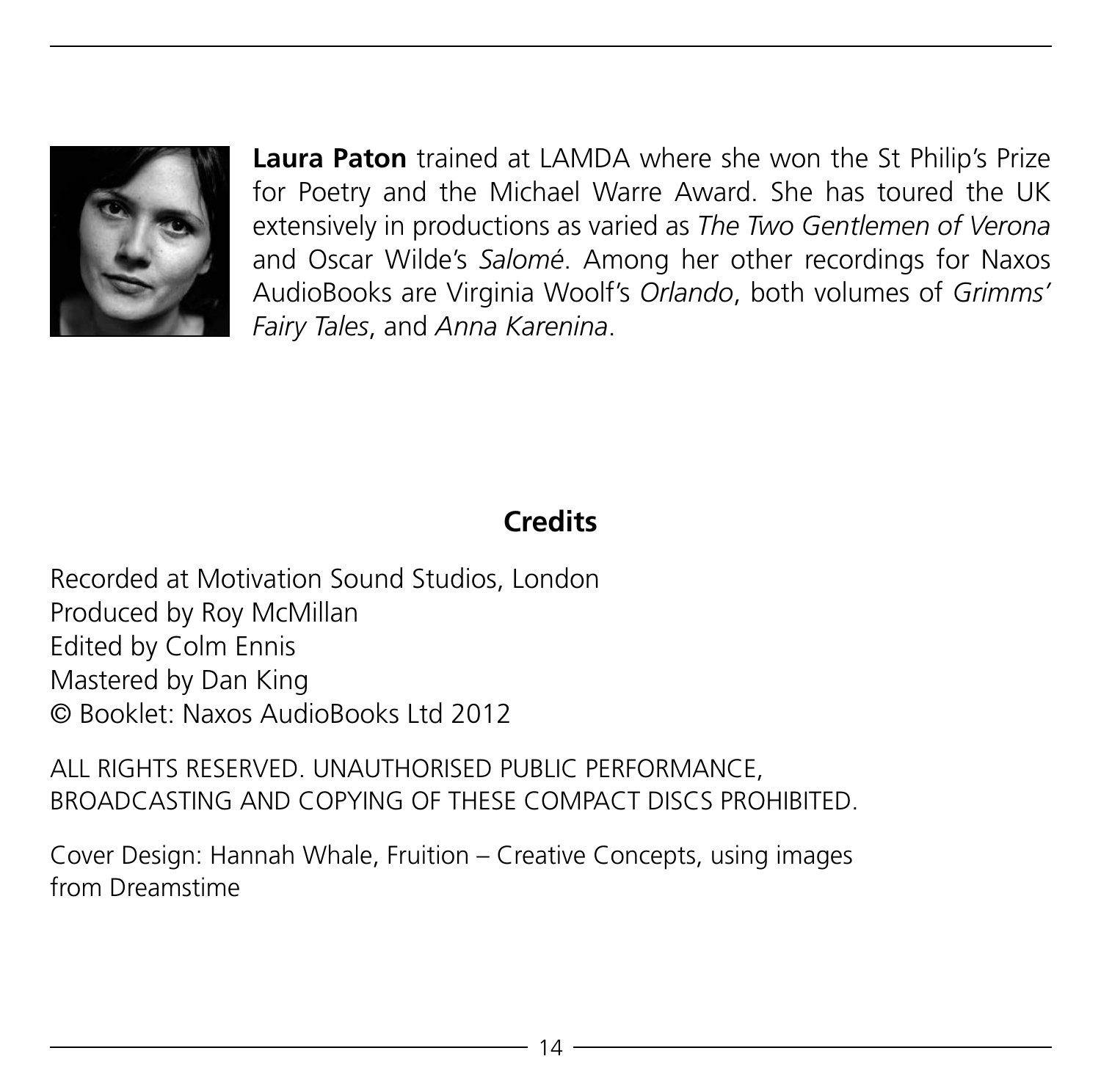**Laura Paton** trained at LAMDA where she won the St Philip's Prize for Poetry and the Michael Warre Award. She has toured the UK extensively in productions as varied as *The Two Gentlemen of Verona* and Oscar Wilde's *Salomé*. Among her other recordings for Naxos AudioBooks are Virginia Woolf's *Orlando*, both volumes of *Grimms' Fairy Tales*, and *Anna Karenina*.

## Credits

Recorded at Motivation Sound Studios, London
Produced by Roy McMillan
Edited by Colm Ennis
Mastered by Dan King
© Booklet: Naxos AudioBooks Ltd 2012

ALL RIGHTS RESERVED. UNAUTHORISED PUBLIC PERFORMANCE, BROADCASTING AND COPYING OF THESE COMPACT DISCS PROHIBITED.

Cover Design: Hannah Whale, Fruition – Creative Concepts, using images from Dreamstime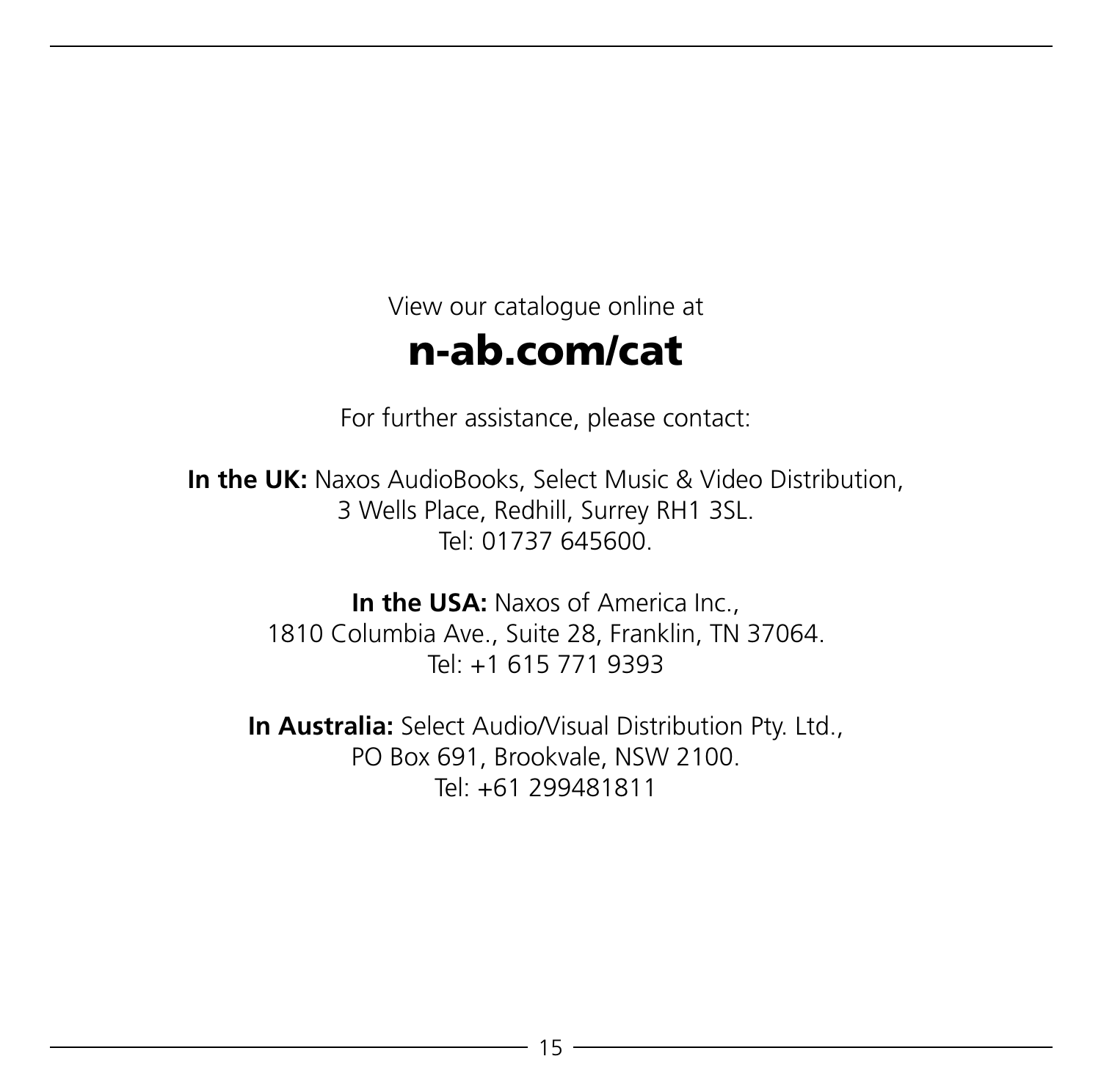View our catalogue online at

# n-ab.com/cat

For further assistance, please contact:

**In the UK:** Naxos AudioBooks, Select Music & Video Distribution,
3 Wells Place, Redhill, Surrey RH1 3SL.
Tel: 01737 645600.

**In the USA:** Naxos of America Inc.,
1810 Columbia Ave., Suite 28, Franklin, TN 37064.
Tel: +1 615 771 9393

**In Australia:** Select Audio/Visual Distribution Pty. Ltd.,
PO Box 691, Brookvale, NSW 2100.
Tel: +61 299481811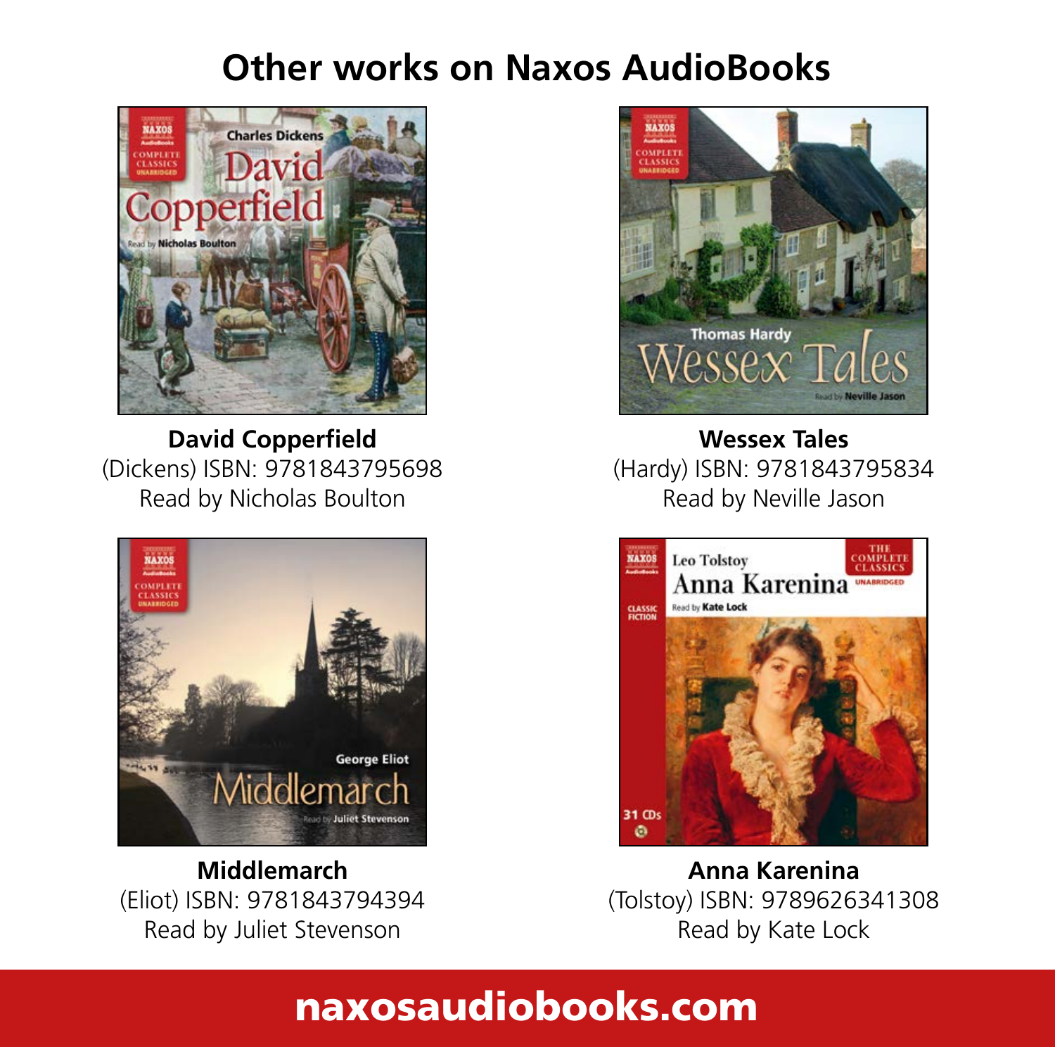# Other works on Naxos AudioBooks

**David Copperfield**
(Dickens) ISBN: 9781843795698
Read by Nicholas Boulton

**Wessex Tales**
(Hardy) ISBN: 9781843795834
Read by Neville Jason

**Middlemarch**
(Eliot) ISBN: 9781843794394
Read by Juliet Stevenson

**Anna Karenina**
(Tolstoy) ISBN: 9789626341308
Read by Kate Lock

**naxosaudiobooks.com**